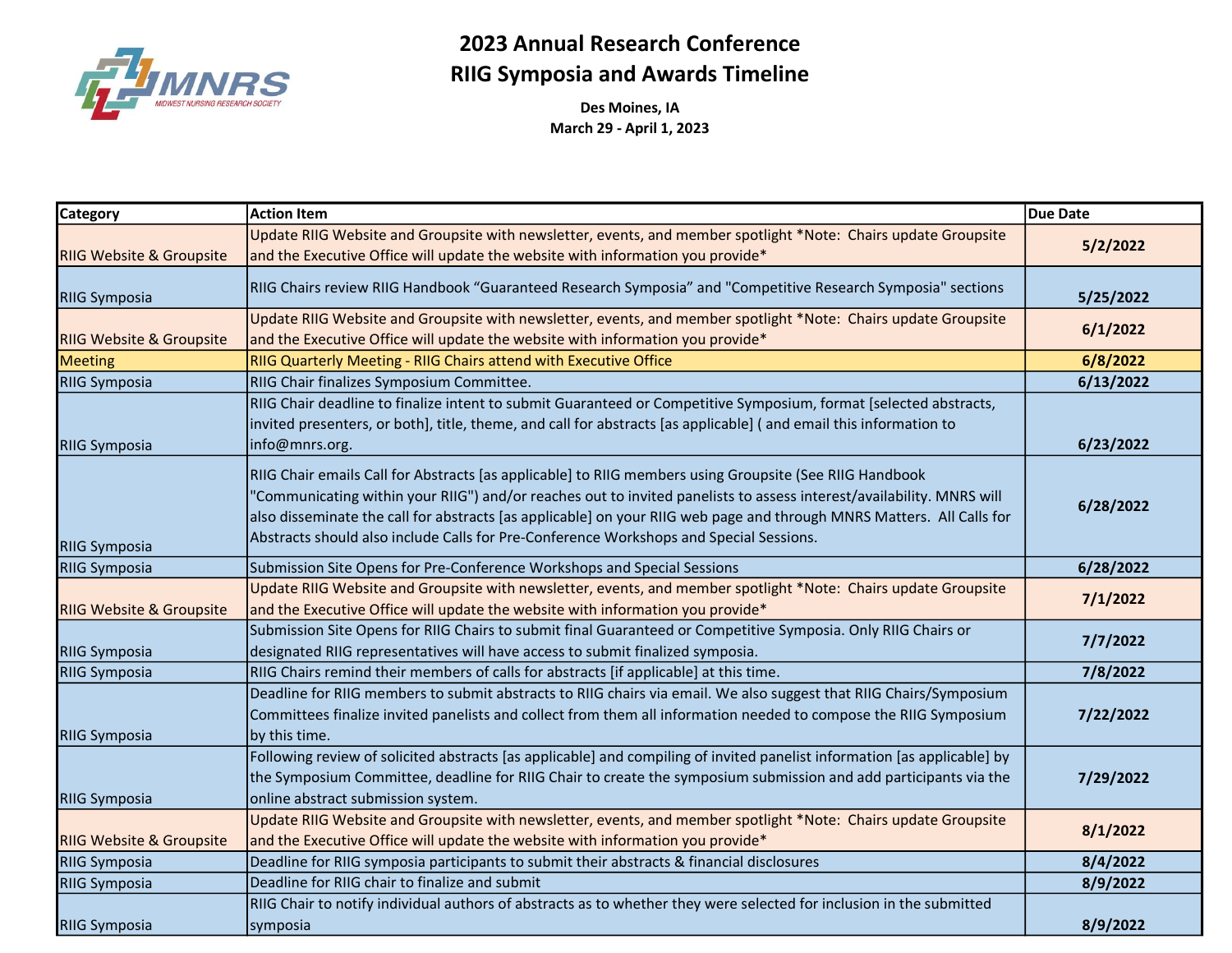# 2023 Annual Research Conference
# RIIG Symposia and Awards Timeline

**Des Moines, IA**
**March 29 - April 1, 2023**

| Category | Action Item | Due Date |
|---|---|---|
| RIIG Website & Groupsite | Update RIIG Website and Groupsite with newsletter, events, and member spotlight *Note: Chairs update Groupsite and the Executive Office will update the website with information you provide* | **5/2/2022** |
| RIIG Symposia | RIIG Chairs review RIIG Handbook “Guaranteed Research Symposia” and "Competitive Research Symposia" sections | **5/25/2022** |
| RIIG Website & Groupsite | Update RIIG Website and Groupsite with newsletter, events, and member spotlight *Note: Chairs update Groupsite and the Executive Office will update the website with information you provide* | **6/1/2022** |
| Meeting | RIIG Quarterly Meeting - RIIG Chairs attend with Executive Office | **6/8/2022** |
| RIIG Symposia | RIIG Chair finalizes Symposium Committee. | **6/13/2022** |
| RIIG Symposia | RIIG Chair deadline to finalize intent to submit Guaranteed or Competitive Symposium, format [selected abstracts, invited presenters, or both], title, theme, and call for abstracts [as applicable] ( and email this information to info@mnrs.org. | **6/23/2022** |
| RIIG Symposia | RIIG Chair emails Call for Abstracts [as applicable] to RIIG members using Groupsite (See RIIG Handbook "Communicating within your RIIG") and/or reaches out to invited panelists to assess interest/availability. MNRS will also disseminate the call for abstracts [as applicable] on your RIIG web page and through MNRS Matters. All Calls for Abstracts should also include Calls for Pre-Conference Workshops and Special Sessions. | **6/28/2022** |
| RIIG Symposia | Submission Site Opens for Pre-Conference Workshops and Special Sessions | **6/28/2022** |
| RIIG Website & Groupsite | Update RIIG Website and Groupsite with newsletter, events, and member spotlight *Note: Chairs update Groupsite and the Executive Office will update the website with information you provide* | **7/1/2022** |
| RIIG Symposia | Submission Site Opens for RIIG Chairs to submit final Guaranteed or Competitive Symposia. Only RIIG Chairs or designated RIIG representatives will have access to submit finalized symposia. | **7/7/2022** |
| RIIG Symposia | RIIG Chairs remind their members of calls for abstracts [if applicable] at this time. | **7/8/2022** |
| RIIG Symposia | Deadline for RIIG members to submit abstracts to RIIG chairs via email. We also suggest that RIIG Chairs/Symposium Committees finalize invited panelists and collect from them all information needed to compose the RIIG Symposium by this time. | **7/22/2022** |
| RIIG Symposia | Following review of solicited abstracts [as applicable] and compiling of invited panelist information [as applicable] by the Symposium Committee, deadline for RIIG Chair to create the symposium submission and add participants via the online abstract submission system. | **7/29/2022** |
| RIIG Website & Groupsite | Update RIIG Website and Groupsite with newsletter, events, and member spotlight *Note: Chairs update Groupsite and the Executive Office will update the website with information you provide* | **8/1/2022** |
| RIIG Symposia | Deadline for RIIG symposia participants to submit their abstracts & financial disclosures | **8/4/2022** |
| RIIG Symposia | Deadline for RIIG chair to finalize and submit | **8/9/2022** |
| RIIG Symposia | RIIG Chair to notify individual authors of abstracts as to whether they were selected for inclusion in the submitted symposia | **8/9/2022** |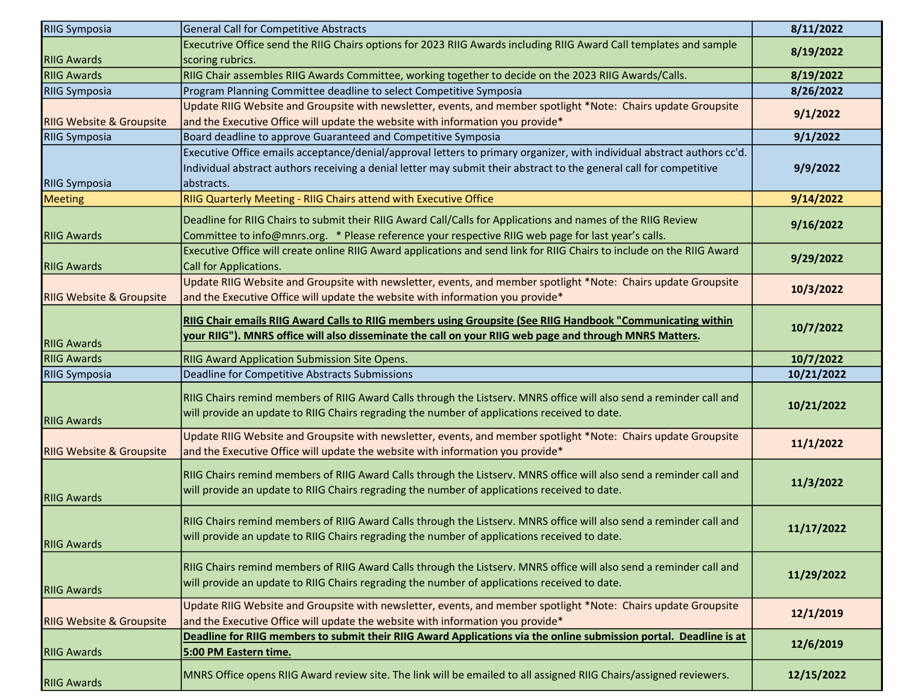| | | |
|---|---|---|
| RIIG Symposia | General Call for Competitive Abstracts | **8/11/2022** |
| RIIG Awards | Executrive Office send the RIIG Chairs options for 2023 RIIG Awards including RIIG Award Call templates and sample scoring rubrics. | **8/19/2022** |
| RIIG Awards | RIIG Chair assembles RIIG Awards Committee, working together to decide on the 2023 RIIG Awards/Calls. | **8/19/2022** |
| RIIG Symposia | Program Planning Committee deadline to select Competitive Symposia | **8/26/2022** |
| RIIG Website & Groupsite | Update RIIG Website and Groupsite with newsletter, events, and member spotlight *Note: Chairs update Groupsite and the Executive Office will update the website with information you provide* | **9/1/2022** |
| RIIG Symposia | Board deadline to approve Guaranteed and Competitive Symposia | **9/1/2022** |
| RIIG Symposia | Executive Office emails acceptance/denial/approval letters to primary organizer, with individual abstract authors cc'd. Individual abstract authors receiving a denial letter may submit their abstract to the general call for competitive abstracts. | **9/9/2022** |
| Meeting | RIIG Quarterly Meeting - RIIG Chairs attend with Executive Office | **9/14/2022** |
| RIIG Awards | Deadline for RIIG Chairs to submit their RIIG Award Call/Calls for Applications and names of the RIIG Review Committee to info@mnrs.org. * Please reference your respective RIIG web page for last year's calls. | **9/16/2022** |
| RIIG Awards | Executive Office will create online RIIG Award applications and send link for RIIG Chairs to include on the RIIG Award Call for Applications. | **9/29/2022** |
| RIIG Website & Groupsite | Update RIIG Website and Groupsite with newsletter, events, and member spotlight *Note: Chairs update Groupsite and the Executive Office will update the website with information you provide* | **10/3/2022** |
| RIIG Awards | **RIIG Chair emails RIIG Award Calls to RIIG members using Groupsite (See RIIG Handbook "Communicating within your RIIG"). MNRS office will also disseminate the call on your RIIG web page and through MNRS Matters.** | **10/7/2022** |
| RIIG Awards | RIIG Award Application Submission Site Opens. | **10/7/2022** |
| RIIG Symposia | Deadline for Competitive Abstracts Submissions | **10/21/2022** |
| RIIG Awards | RIIG Chairs remind members of RIIG Award Calls through the Listserv. MNRS office will also send a reminder call and will provide an update to RIIG Chairs regrading the number of applications received to date. | **10/21/2022** |
| RIIG Website & Groupsite | Update RIIG Website and Groupsite with newsletter, events, and member spotlight *Note: Chairs update Groupsite and the Executive Office will update the website with information you provide* | **11/1/2022** |
| RIIG Awards | RIIG Chairs remind members of RIIG Award Calls through the Listserv. MNRS office will also send a reminder call and will provide an update to RIIG Chairs regrading the number of applications received to date. | **11/3/2022** |
| RIIG Awards | RIIG Chairs remind members of RIIG Award Calls through the Listserv. MNRS office will also send a reminder call and will provide an update to RIIG Chairs regrading the number of applications received to date. | **11/17/2022** |
| RIIG Awards | RIIG Chairs remind members of RIIG Award Calls through the Listserv. MNRS office will also send a reminder call and will provide an update to RIIG Chairs regrading the number of applications received to date. | **11/29/2022** |
| RIIG Website & Groupsite | Update RIIG Website and Groupsite with newsletter, events, and member spotlight *Note: Chairs update Groupsite and the Executive Office will update the website with information you provide* | **12/1/2019** |
| RIIG Awards | **Deadline for RIIG members to submit their RIIG Award Applications via the online submission portal. Deadline is at 5:00 PM Eastern time.** | **12/6/2019** |
| RIIG Awards | MNRS Office opens RIIG Award review site. The link will be emailed to all assigned RIIG Chairs/assigned reviewers. | **12/15/2022** |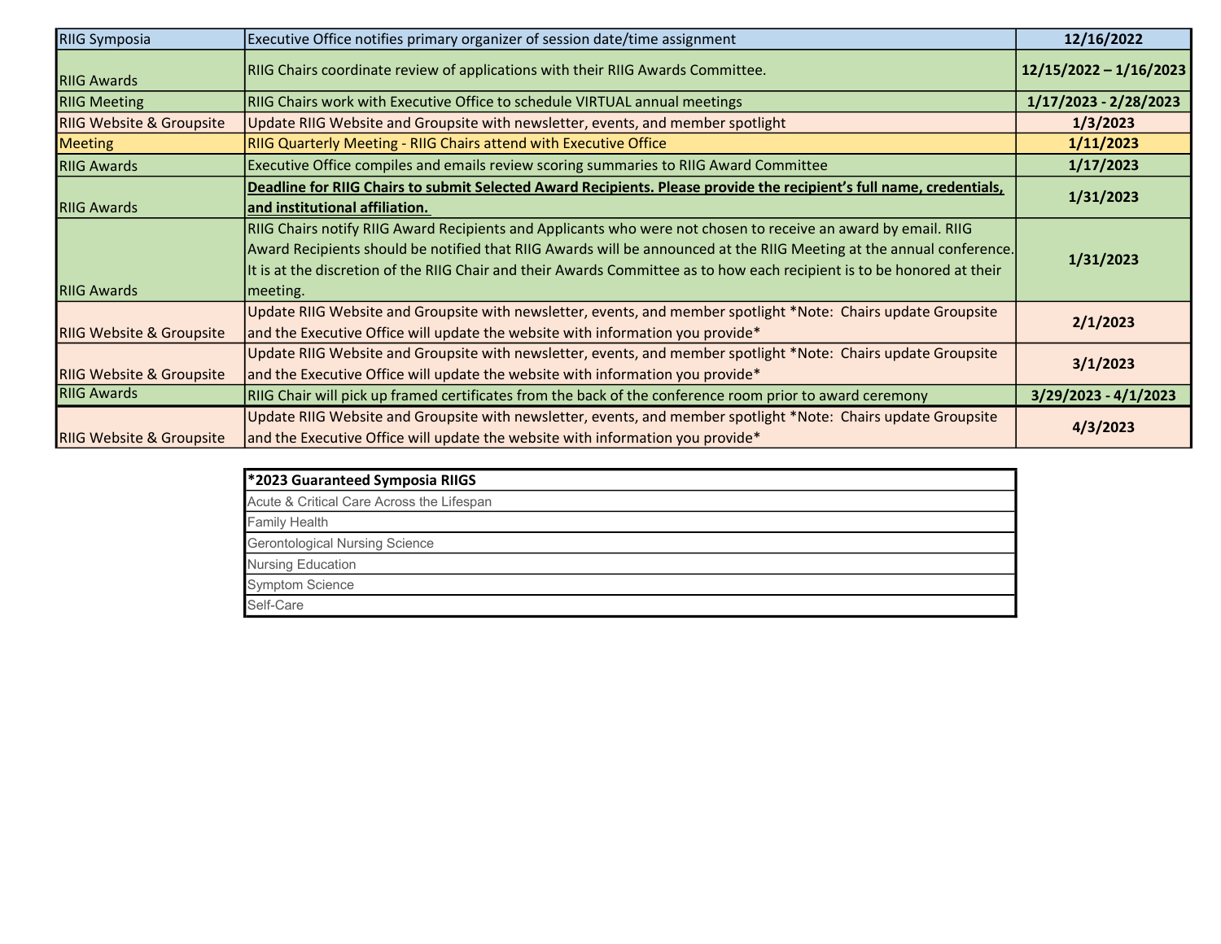| | | |
|---|---|---|
| RIIG Symposia | Executive Office notifies primary organizer of session date/time assignment | **12/16/2022** |
| RIIG Awards | RIIG Chairs coordinate review of applications with their RIIG Awards Committee. | **12/15/2022 – 1/16/2023** |
| RIIG Meeting | RIIG Chairs work with Executive Office to schedule VIRTUAL annual meetings | **1/17/2023 - 2/28/2023** |
| RIIG Website & Groupsite | Update RIIG Website and Groupsite with newsletter, events, and member spotlight | **1/3/2023** |
| Meeting | RIIG Quarterly Meeting - RIIG Chairs attend with Executive Office | **1/11/2023** |
| RIIG Awards | Executive Office compiles and emails review scoring summaries to RIIG Award Committee | **1/17/2023** |
| RIIG Awards | **Deadline for RIIG Chairs to submit Selected Award Recipients. Please provide the recipient's full name, credentials, and institutional affiliation.** | **1/31/2023** |
| RIIG Awards | RIIG Chairs notify RIIG Award Recipients and Applicants who were not chosen to receive an award by email. RIIG Award Recipients should be notified that RIIG Awards will be announced at the RIIG Meeting at the annual conference. It is at the discretion of the RIIG Chair and their Awards Committee as to how each recipient is to be honored at their meeting. | **1/31/2023** |
| RIIG Website & Groupsite | Update RIIG Website and Groupsite with newsletter, events, and member spotlight *Note: Chairs update Groupsite and the Executive Office will update the website with information you provide* | **2/1/2023** |
| RIIG Website & Groupsite | Update RIIG Website and Groupsite with newsletter, events, and member spotlight *Note: Chairs update Groupsite and the Executive Office will update the website with information you provide* | **3/1/2023** |
| RIIG Awards | RIIG Chair will pick up framed certificates from the back of the conference room prior to award ceremony | **3/29/2023 - 4/1/2023** |
| RIIG Website & Groupsite | Update RIIG Website and Groupsite with newsletter, events, and member spotlight *Note: Chairs update Groupsite and the Executive Office will update the website with information you provide* | **4/3/2023** |

| **\*2023 Guaranteed Symposia RIIGS** |
|---|
| Acute & Critical Care Across the Lifespan |
| Family Health |
| Gerontological Nursing Science |
| Nursing Education |
| Symptom Science |
| Self-Care |